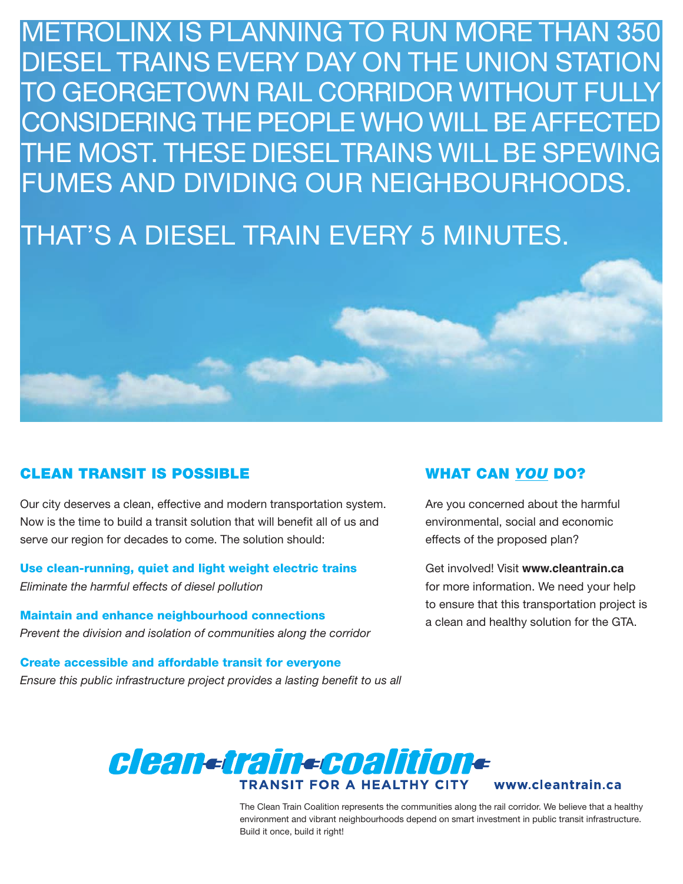# METROLINX IS PLANNING TO RUN MORE THAN 350 DIESEL TRAINS EVERY DAY ON THE UNION STATION TO GEORGETOWN RAIL CORRIDOR WITHOUT FULLY CONSIDERING THE PEOPLE WHO WILL BE AFFECTED THE MOST. THESE DIESEL TRAINS WILL BE SPEWING FUMES AND DIVIDING OUR NEIGHBOURHOODS.

# THAT'S A DIESEL TRAIN EVERY 5 MINUTES.

## CLEAN TRANSIT IS POSSIBLE

Our city deserves a clean, effective and modern transportation system. Now is the time to build a transit solution that will benefit all of us and serve our region for decades to come. The solution should:

**Use clean-running, quiet and light weight electric trains**
*Eliminate the harmful effects of diesel pollution*

**Maintain and enhance neighbourhood connections**
*Prevent the division and isolation of communities along the corridor*

**Create accessible and affordable transit for everyone**
*Ensure this public infrastructure project provides a lasting benefit to us all*

## WHAT CAN *YOU* DO?

Are you concerned about the harmful environmental, social and economic effects of the proposed plan?

Get involved! Visit **www.cleantrain.ca** for more information. We need your help to ensure that this transportation project is a clean and healthy solution for the GTA.

**clean train coalition**
**TRANSIT FOR A HEALTHY CITY** **www.cleantrain.ca**

The Clean Train Coalition represents the communities along the rail corridor. We believe that a healthy environment and vibrant neighbourhoods depend on smart investment in public transit infrastructure. Build it once, build it right!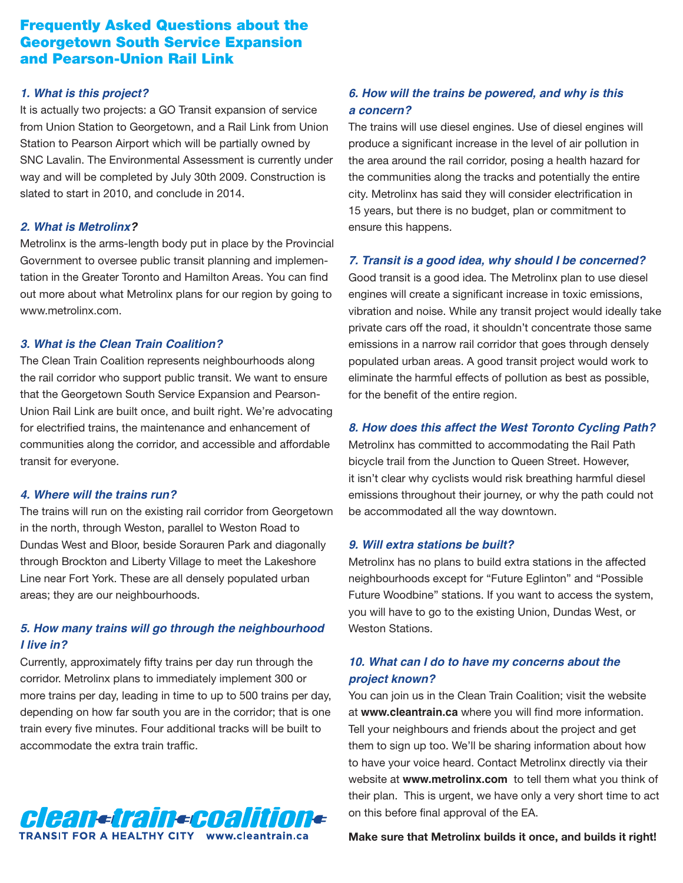# Frequently Asked Questions about the Georgetown South Service Expansion and Pearson-Union Rail Link

### *1. What is this project?*

It is actually two projects: a GO Transit expansion of service from Union Station to Georgetown, and a Rail Link from Union Station to Pearson Airport which will be partially owned by SNC Lavalin. The Environmental Assessment is currently under way and will be completed by July 30th 2009. Construction is slated to start in 2010, and conclude in 2014.

### *2. What is Metrolinx?*

Metrolinx is the arms-length body put in place by the Provincial Government to oversee public transit planning and implementation in the Greater Toronto and Hamilton Areas. You can find out more about what Metrolinx plans for our region by going to www.metrolinx.com.

### *3. What is the Clean Train Coalition?*

The Clean Train Coalition represents neighbourhoods along the rail corridor who support public transit. We want to ensure that the Georgetown South Service Expansion and Pearson-Union Rail Link are built once, and built right. We're advocating for electrified trains, the maintenance and enhancement of communities along the corridor, and accessible and affordable transit for everyone.

### *4. Where will the trains run?*

The trains will run on the existing rail corridor from Georgetown in the north, through Weston, parallel to Weston Road to Dundas West and Bloor, beside Sorauren Park and diagonally through Brockton and Liberty Village to meet the Lakeshore Line near Fort York. These are all densely populated urban areas; they are our neighbourhoods.

### *5. How many trains will go through the neighbourhood I live in?*

Currently, approximately fifty trains per day run through the corridor. Metrolinx plans to immediately implement 300 or more trains per day, leading in time to up to 500 trains per day, depending on how far south you are in the corridor; that is one train every five minutes. Four additional tracks will be built to accommodate the extra train traffic.

### *6. How will the trains be powered, and why is this a concern?*

The trains will use diesel engines. Use of diesel engines will produce a significant increase in the level of air pollution in the area around the rail corridor, posing a health hazard for the communities along the tracks and potentially the entire city. Metrolinx has said they will consider electrification in 15 years, but there is no budget, plan or commitment to ensure this happens.

### *7. Transit is a good idea, why should I be concerned?*

Good transit is a good idea. The Metrolinx plan to use diesel engines will create a significant increase in toxic emissions, vibration and noise. While any transit project would ideally take private cars off the road, it shouldn't concentrate those same emissions in a narrow rail corridor that goes through densely populated urban areas. A good transit project would work to eliminate the harmful effects of pollution as best as possible, for the benefit of the entire region.

### *8. How does this affect the West Toronto Cycling Path?*

Metrolinx has committed to accommodating the Rail Path bicycle trail from the Junction to Queen Street. However, it isn't clear why cyclists would risk breathing harmful diesel emissions throughout their journey, or why the path could not be accommodated all the way downtown.

### *9. Will extra stations be built?*

Metrolinx has no plans to build extra stations in the affected neighbourhoods except for "Future Eglinton" and "Possible Future Woodbine" stations. If you want to access the system, you will have to go to the existing Union, Dundas West, or Weston Stations.

### *10. What can I do to have my concerns about the project known?*

You can join us in the Clean Train Coalition; visit the website at **www.cleantrain.ca** where you will find more information. Tell your neighbours and friends about the project and get them to sign up too. We'll be sharing information about how to have your voice heard. Contact Metrolinx directly via their website at **www.metrolinx.com** to tell them what you think of their plan. This is urgent, we have only a very short time to act on this before final approval of the EA.

**Make sure that Metrolinx builds it once, and builds it right!**

clean train coalition
TRANSIT FOR A HEALTHY CITY www.cleantrain.ca